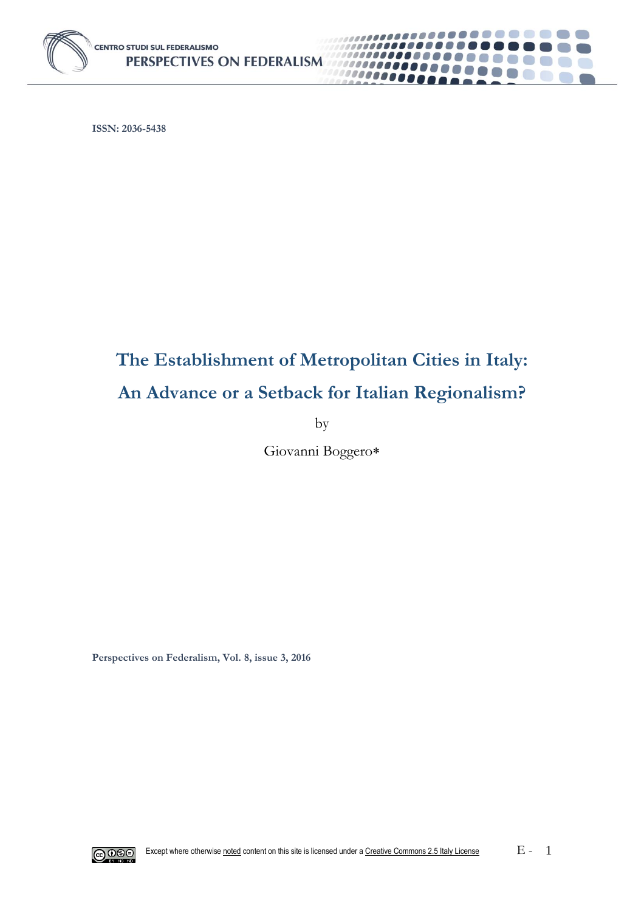ISSN: 2036-5438

# The Establishment of Metropolitan Cities in Italy: An Advance or a Setback for Italian Regionalism?

by

Giovanni Boggero*

Perspectives on Federalism, Vol. 8, issue 3, 2016

Except where otherwise noted content on this site is licensed under a Creative Commons 2.5 Italy License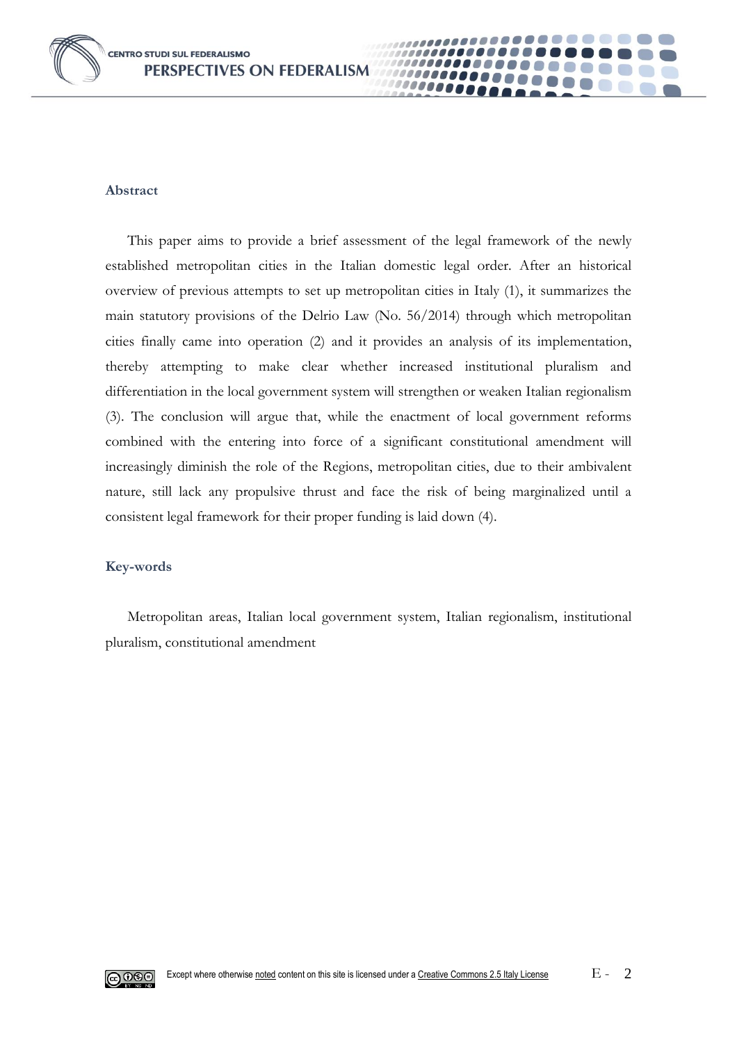### Abstract

This paper aims to provide a brief assessment of the legal framework of the newly established metropolitan cities in the Italian domestic legal order. After an historical overview of previous attempts to set up metropolitan cities in Italy (1), it summarizes the main statutory provisions of the Delrio Law (No. 56/2014) through which metropolitan cities finally came into operation (2) and it provides an analysis of its implementation, thereby attempting to make clear whether increased institutional pluralism and differentiation in the local government system will strengthen or weaken Italian regionalism (3). The conclusion will argue that, while the enactment of local government reforms combined with the entering into force of a significant constitutional amendment will increasingly diminish the role of the Regions, metropolitan cities, due to their ambivalent nature, still lack any propulsive thrust and face the risk of being marginalized until a consistent legal framework for their proper funding is laid down (4).

### Key-words

Metropolitan areas, Italian local government system, Italian regionalism, institutional pluralism, constitutional amendment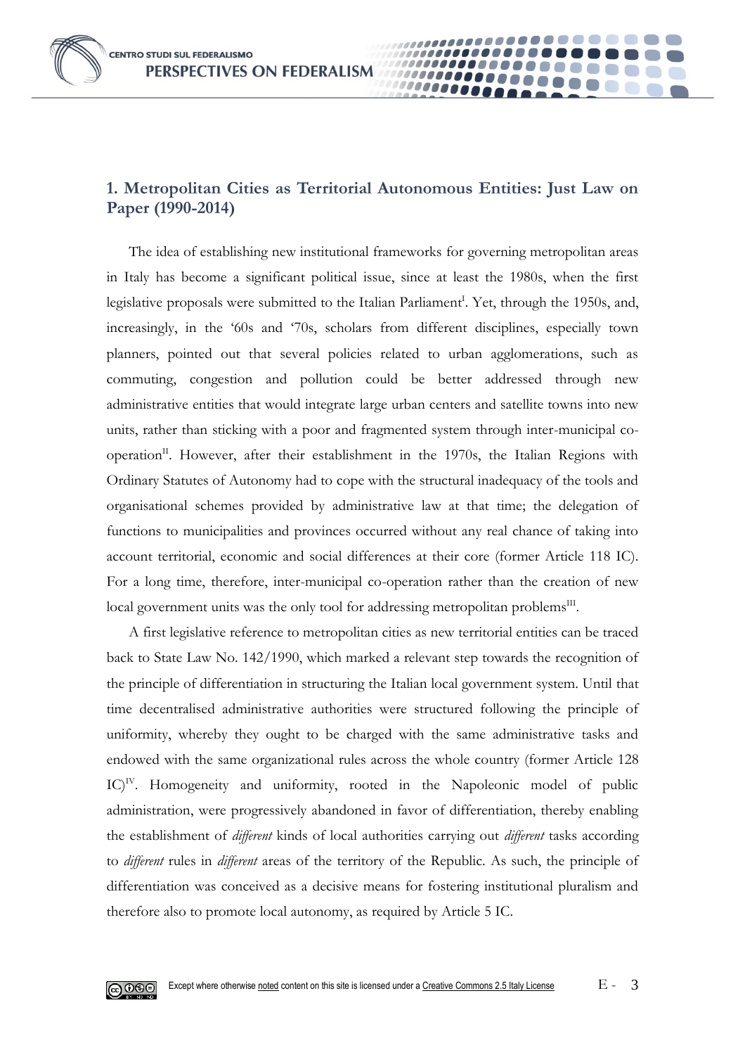## 1. Metropolitan Cities as Territorial Autonomous Entities: Just Law on Paper (1990-2014)

The idea of establishing new institutional frameworks for governing metropolitan areas in Italy has become a significant political issue, since at least the 1980s, when the first legislative proposals were submitted to the Italian Parliament[I]. Yet, through the 1950s, and, increasingly, in the '60s and '70s, scholars from different disciplines, especially town planners, pointed out that several policies related to urban agglomerations, such as commuting, congestion and pollution could be better addressed through new administrative entities that would integrate large urban centers and satellite towns into new units, rather than sticking with a poor and fragmented system through inter-municipal co-operation[II]. However, after their establishment in the 1970s, the Italian Regions with Ordinary Statutes of Autonomy had to cope with the structural inadequacy of the tools and organisational schemes provided by administrative law at that time; the delegation of functions to municipalities and provinces occurred without any real chance of taking into account territorial, economic and social differences at their core (former Article 118 IC). For a long time, therefore, inter-municipal co-operation rather than the creation of new local government units was the only tool for addressing metropolitan problems[III].

A first legislative reference to metropolitan cities as new territorial entities can be traced back to State Law No. 142/1990, which marked a relevant step towards the recognition of the principle of differentiation in structuring the Italian local government system. Until that time decentralised administrative authorities were structured following the principle of uniformity, whereby they ought to be charged with the same administrative tasks and endowed with the same organizational rules across the whole country (former Article 128 IC)[IV]. Homogeneity and uniformity, rooted in the Napoleonic model of public administration, were progressively abandoned in favor of differentiation, thereby enabling the establishment of *different* kinds of local authorities carrying out *different* tasks according to *different* rules in *different* areas of the territory of the Republic. As such, the principle of differentiation was conceived as a decisive means for fostering institutional pluralism and therefore also to promote local autonomy, as required by Article 5 IC.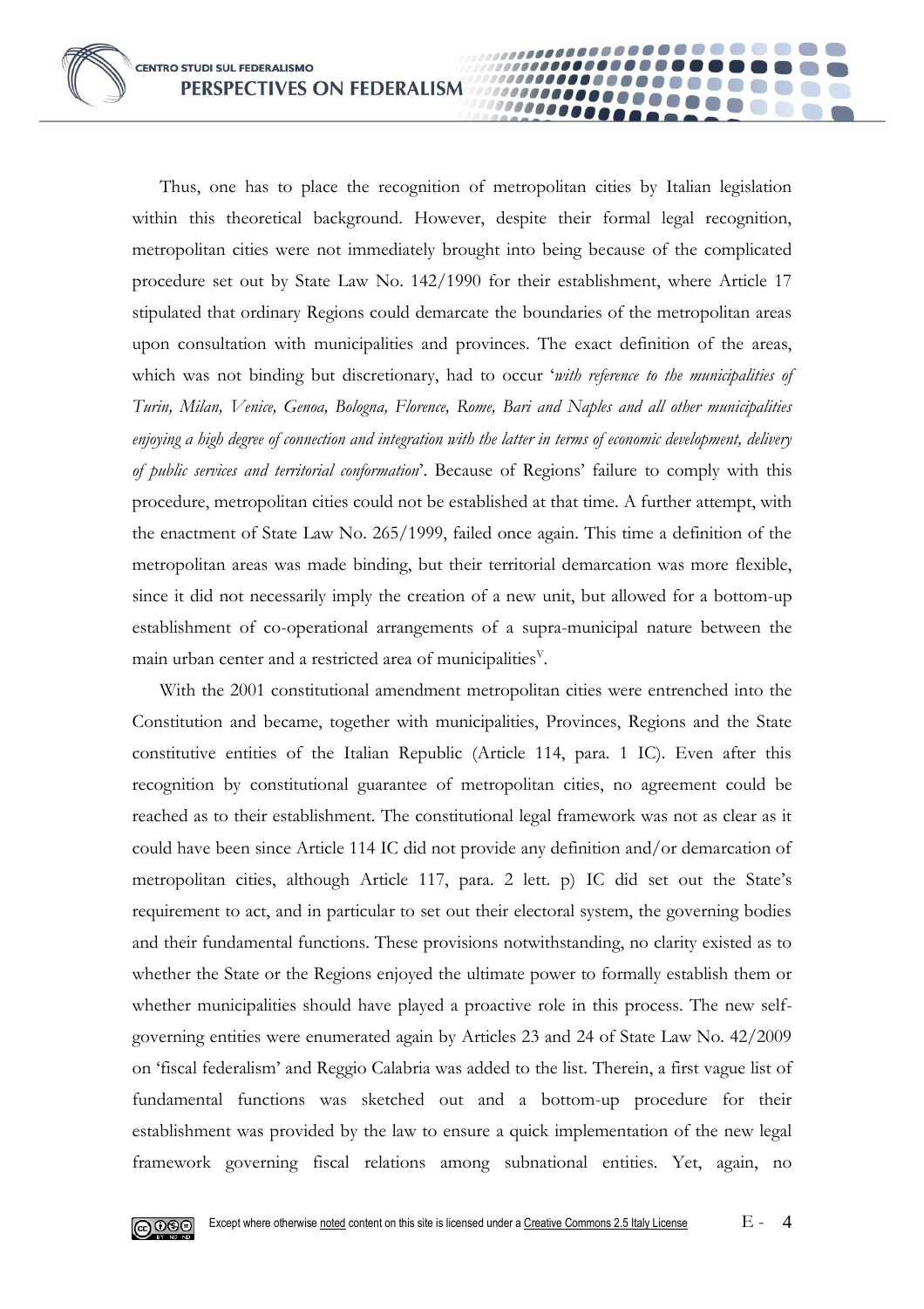Thus, one has to place the recognition of metropolitan cities by Italian legislation within this theoretical background. However, despite their formal legal recognition, metropolitan cities were not immediately brought into being because of the complicated procedure set out by State Law No. 142/1990 for their establishment, where Article 17 stipulated that ordinary Regions could demarcate the boundaries of the metropolitan areas upon consultation with municipalities and provinces. The exact definition of the areas, which was not binding but discretionary, had to occur '*with reference to the municipalities of Turin, Milan, Venice, Genoa, Bologna, Florence, Rome, Bari and Naples and all other municipalities enjoying a high degree of connection and integration with the latter in terms of economic development, delivery of public services and territorial conformation*'. Because of Regions' failure to comply with this procedure, metropolitan cities could not be established at that time. A further attempt, with the enactment of State Law No. 265/1999, failed once again. This time a definition of the metropolitan areas was made binding, but their territorial demarcation was more flexible, since it did not necessarily imply the creation of a new unit, but allowed for a bottom-up establishment of co-operational arrangements of a supra-municipal nature between the main urban center and a restricted area of municipalities[V].

With the 2001 constitutional amendment metropolitan cities were entrenched into the Constitution and became, together with municipalities, Provinces, Regions and the State constitutive entities of the Italian Republic (Article 114, para. 1 IC). Even after this recognition by constitutional guarantee of metropolitan cities, no agreement could be reached as to their establishment. The constitutional legal framework was not as clear as it could have been since Article 114 IC did not provide any definition and/or demarcation of metropolitan cities, although Article 117, para. 2 lett. p) IC did set out the State's requirement to act, and in particular to set out their electoral system, the governing bodies and their fundamental functions. These provisions notwithstanding, no clarity existed as to whether the State or the Regions enjoyed the ultimate power to formally establish them or whether municipalities should have played a proactive role in this process. The new self-governing entities were enumerated again by Articles 23 and 24 of State Law No. 42/2009 on 'fiscal federalism' and Reggio Calabria was added to the list. Therein, a first vague list of fundamental functions was sketched out and a bottom-up procedure for their establishment was provided by the law to ensure a quick implementation of the new legal framework governing fiscal relations among subnational entities. Yet, again, no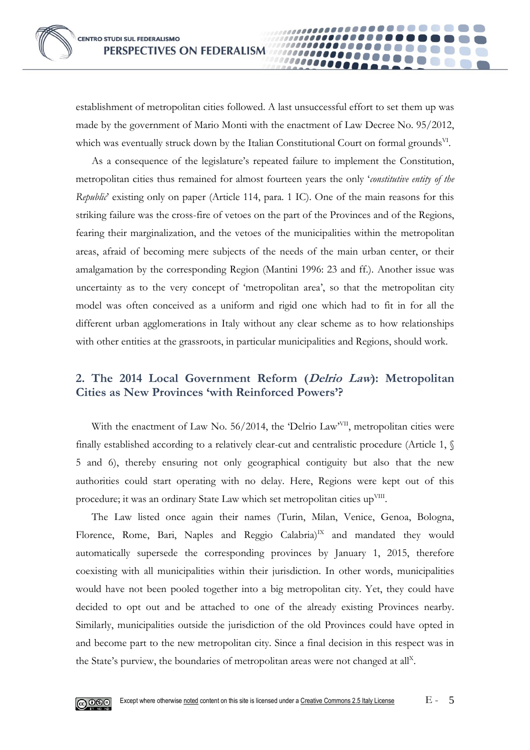establishment of metropolitan cities followed. A last unsuccessful effort to set them up was made by the government of Mario Monti with the enactment of Law Decree No. 95/2012, which was eventually struck down by the Italian Constitutional Court on formal grounds[VI].

As a consequence of the legislature's repeated failure to implement the Constitution, metropolitan cities thus remained for almost fourteen years the only '*constitutive entity of the Republic*' existing only on paper (Article 114, para. 1 IC). One of the main reasons for this striking failure was the cross-fire of vetoes on the part of the Provinces and of the Regions, fearing their marginalization, and the vetoes of the municipalities within the metropolitan areas, afraid of becoming mere subjects of the needs of the main urban center, or their amalgamation by the corresponding Region (Mantini 1996: 23 and ff.). Another issue was uncertainty as to the very concept of 'metropolitan area', so that the metropolitan city model was often conceived as a uniform and rigid one which had to fit in for all the different urban agglomerations in Italy without any clear scheme as to how relationships with other entities at the grassroots, in particular municipalities and Regions, should work.

## 2. The 2014 Local Government Reform (*Delrio Law*): Metropolitan Cities as New Provinces 'with Reinforced Powers'?

With the enactment of Law No. 56/2014, the 'Delrio Law'[VII], metropolitan cities were finally established according to a relatively clear-cut and centralistic procedure (Article 1, § 5 and 6), thereby ensuring not only geographical contiguity but also that the new authorities could start operating with no delay. Here, Regions were kept out of this procedure; it was an ordinary State Law which set metropolitan cities up[VIII].

The Law listed once again their names (Turin, Milan, Venice, Genoa, Bologna, Florence, Rome, Bari, Naples and Reggio Calabria)[IX] and mandated they would automatically supersede the corresponding provinces by January 1, 2015, therefore coexisting with all municipalities within their jurisdiction. In other words, municipalities would have not been pooled together into a big metropolitan city. Yet, they could have decided to opt out and be attached to one of the already existing Provinces nearby. Similarly, municipalities outside the jurisdiction of the old Provinces could have opted in and become part to the new metropolitan city. Since a final decision in this respect was in the State's purview, the boundaries of metropolitan areas were not changed at all[X].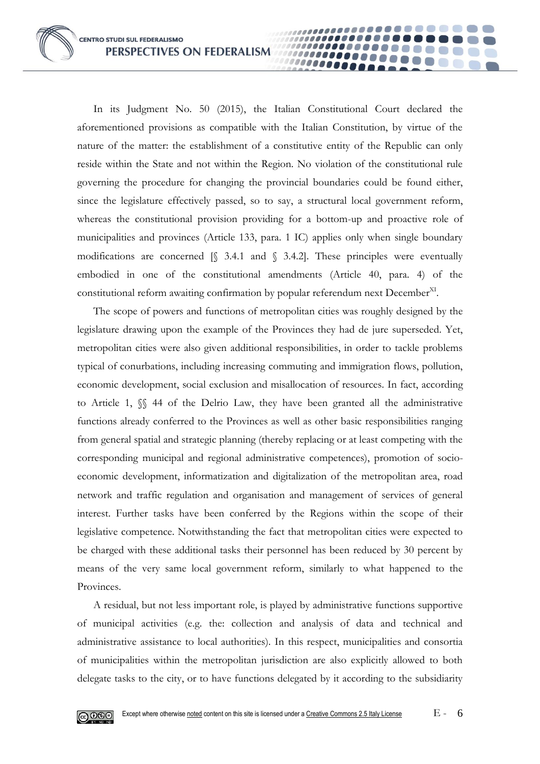In its Judgment No. 50 (2015), the Italian Constitutional Court declared the aforementioned provisions as compatible with the Italian Constitution, by virtue of the nature of the matter: the establishment of a constitutive entity of the Republic can only reside within the State and not within the Region. No violation of the constitutional rule governing the procedure for changing the provincial boundaries could be found either, since the legislature effectively passed, so to say, a structural local government reform, whereas the constitutional provision providing for a bottom-up and proactive role of municipalities and provinces (Article 133, para. 1 IC) applies only when single boundary modifications are concerned [§ 3.4.1 and § 3.4.2]. These principles were eventually embodied in one of the constitutional amendments (Article 40, para. 4) of the constitutional reform awaiting confirmation by popular referendum next December[XI].

The scope of powers and functions of metropolitan cities was roughly designed by the legislature drawing upon the example of the Provinces they had de jure superseded. Yet, metropolitan cities were also given additional responsibilities, in order to tackle problems typical of conurbations, including increasing commuting and immigration flows, pollution, economic development, social exclusion and misallocation of resources. In fact, according to Article 1, §§ 44 of the Delrio Law, they have been granted all the administrative functions already conferred to the Provinces as well as other basic responsibilities ranging from general spatial and strategic planning (thereby replacing or at least competing with the corresponding municipal and regional administrative competences), promotion of socio-economic development, informatization and digitalization of the metropolitan area, road network and traffic regulation and organisation and management of services of general interest. Further tasks have been conferred by the Regions within the scope of their legislative competence. Notwithstanding the fact that metropolitan cities were expected to be charged with these additional tasks their personnel has been reduced by 30 percent by means of the very same local government reform, similarly to what happened to the Provinces.

A residual, but not less important role, is played by administrative functions supportive of municipal activities (e.g. the: collection and analysis of data and technical and administrative assistance to local authorities). In this respect, municipalities and consortia of municipalities within the metropolitan jurisdiction are also explicitly allowed to both delegate tasks to the city, or to have functions delegated by it according to the subsidiarity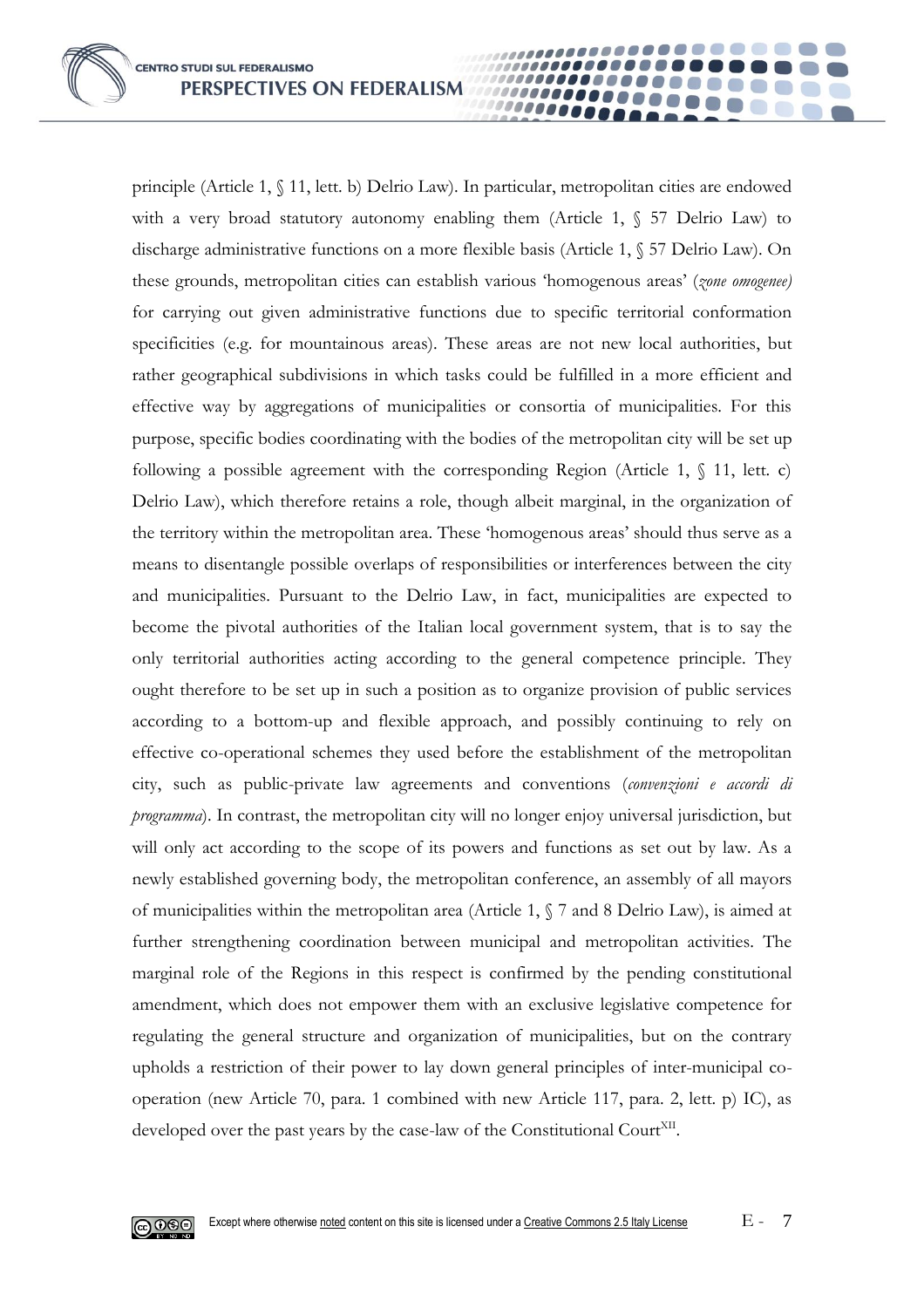principle (Article 1, § 11, lett. b) Delrio Law). In particular, metropolitan cities are endowed with a very broad statutory autonomy enabling them (Article 1, § 57 Delrio Law) to discharge administrative functions on a more flexible basis (Article 1, § 57 Delrio Law). On these grounds, metropolitan cities can establish various 'homogenous areas' (*zone omogenee)* for carrying out given administrative functions due to specific territorial conformation specificities (e.g. for mountainous areas). These areas are not new local authorities, but rather geographical subdivisions in which tasks could be fulfilled in a more efficient and effective way by aggregations of municipalities or consortia of municipalities. For this purpose, specific bodies coordinating with the bodies of the metropolitan city will be set up following a possible agreement with the corresponding Region (Article 1, § 11, lett. c) Delrio Law), which therefore retains a role, though albeit marginal, in the organization of the territory within the metropolitan area. These 'homogenous areas' should thus serve as a means to disentangle possible overlaps of responsibilities or interferences between the city and municipalities. Pursuant to the Delrio Law, in fact, municipalities are expected to become the pivotal authorities of the Italian local government system, that is to say the only territorial authorities acting according to the general competence principle. They ought therefore to be set up in such a position as to organize provision of public services according to a bottom-up and flexible approach, and possibly continuing to rely on effective co-operational schemes they used before the establishment of the metropolitan city, such as public-private law agreements and conventions (*convenzioni e accordi di programma*). In contrast, the metropolitan city will no longer enjoy universal jurisdiction, but will only act according to the scope of its powers and functions as set out by law. As a newly established governing body, the metropolitan conference, an assembly of all mayors of municipalities within the metropolitan area (Article 1, § 7 and 8 Delrio Law), is aimed at further strengthening coordination between municipal and metropolitan activities. The marginal role of the Regions in this respect is confirmed by the pending constitutional amendment, which does not empower them with an exclusive legislative competence for regulating the general structure and organization of municipalities, but on the contrary upholds a restriction of their power to lay down general principles of inter-municipal co-operation (new Article 70, para. 1 combined with new Article 117, para. 2, lett. p) IC), as developed over the past years by the case-law of the Constitutional Court[XII].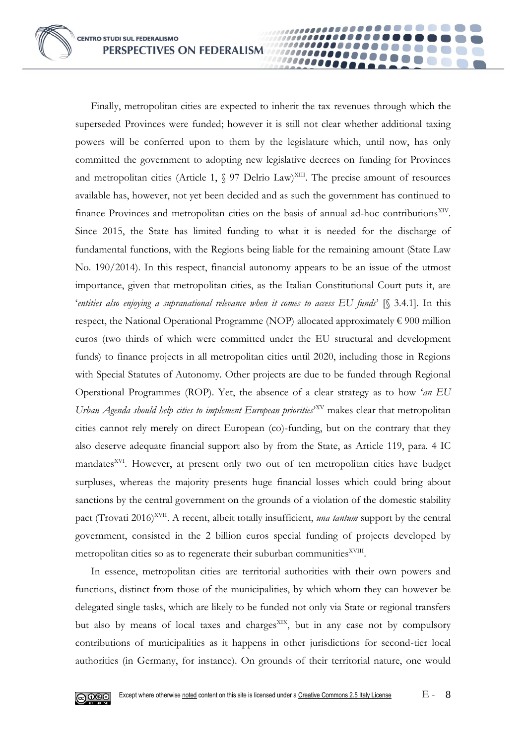Finally, metropolitan cities are expected to inherit the tax revenues through which the superseded Provinces were funded; however it is still not clear whether additional taxing powers will be conferred upon to them by the legislature which, until now, has only committed the government to adopting new legislative decrees on funding for Provinces and metropolitan cities (Article 1, § 97 Delrio Law)[XIII]. The precise amount of resources available has, however, not yet been decided and as such the government has continued to finance Provinces and metropolitan cities on the basis of annual ad-hoc contributions[XIV]. Since 2015, the State has limited funding to what it is needed for the discharge of fundamental functions, with the Regions being liable for the remaining amount (State Law No. 190/2014). In this respect, financial autonomy appears to be an issue of the utmost importance, given that metropolitan cities, as the Italian Constitutional Court puts it, are '*entities also enjoying a supranational relevance when it comes to access EU funds*' [§ 3.4.1]. In this respect, the National Operational Programme (NOP) allocated approximately € 900 million euros (two thirds of which were committed under the EU structural and development funds) to finance projects in all metropolitan cities until 2020, including those in Regions with Special Statutes of Autonomy. Other projects are due to be funded through Regional Operational Programmes (ROP). Yet, the absence of a clear strategy as to how '*an EU Urban Agenda should help cities to implement European priorities*'[XV] makes clear that metropolitan cities cannot rely merely on direct European (co)-funding, but on the contrary that they also deserve adequate financial support also by from the State, as Article 119, para. 4 IC mandates[XVI]. However, at present only two out of ten metropolitan cities have budget surpluses, whereas the majority presents huge financial losses which could bring about sanctions by the central government on the grounds of a violation of the domestic stability pact (Trovati 2016)[XVII]. A recent, albeit totally insufficient, *una tantum* support by the central government, consisted in the 2 billion euros special funding of projects developed by metropolitan cities so as to regenerate their suburban communities[XVIII].

In essence, metropolitan cities are territorial authorities with their own powers and functions, distinct from those of the municipalities, by which whom they can however be delegated single tasks, which are likely to be funded not only via State or regional transfers but also by means of local taxes and charges[XIX], but in any case not by compulsory contributions of municipalities as it happens in other jurisdictions for second-tier local authorities (in Germany, for instance). On grounds of their territorial nature, one would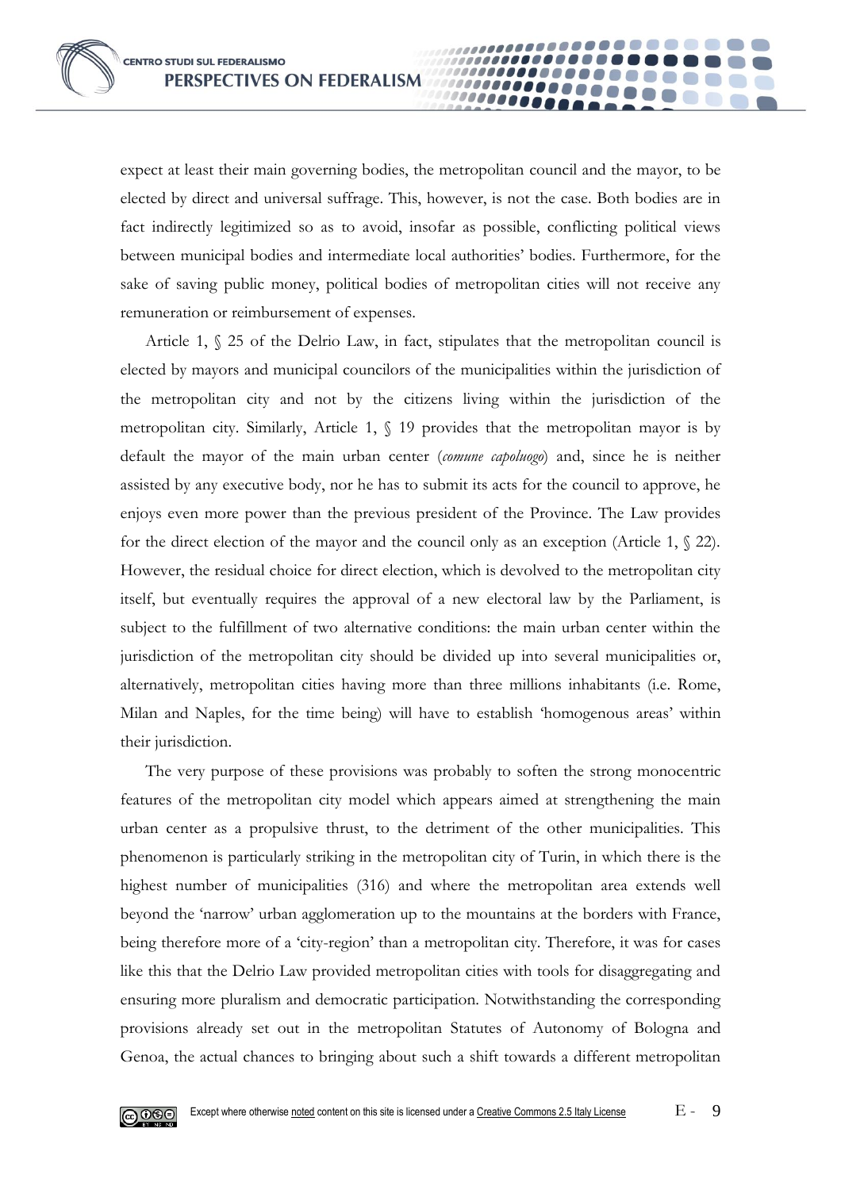expect at least their main governing bodies, the metropolitan council and the mayor, to be elected by direct and universal suffrage. This, however, is not the case. Both bodies are in fact indirectly legitimized so as to avoid, insofar as possible, conflicting political views between municipal bodies and intermediate local authorities' bodies. Furthermore, for the sake of saving public money, political bodies of metropolitan cities will not receive any remuneration or reimbursement of expenses.

Article 1, § 25 of the Delrio Law, in fact, stipulates that the metropolitan council is elected by mayors and municipal councilors of the municipalities within the jurisdiction of the metropolitan city and not by the citizens living within the jurisdiction of the metropolitan city. Similarly, Article 1, § 19 provides that the metropolitan mayor is by default the mayor of the main urban center (*comune capoluogo*) and, since he is neither assisted by any executive body, nor he has to submit its acts for the council to approve, he enjoys even more power than the previous president of the Province. The Law provides for the direct election of the mayor and the council only as an exception (Article 1, § 22). However, the residual choice for direct election, which is devolved to the metropolitan city itself, but eventually requires the approval of a new electoral law by the Parliament, is subject to the fulfillment of two alternative conditions: the main urban center within the jurisdiction of the metropolitan city should be divided up into several municipalities or, alternatively, metropolitan cities having more than three millions inhabitants (i.e. Rome, Milan and Naples, for the time being) will have to establish 'homogenous areas' within their jurisdiction.

The very purpose of these provisions was probably to soften the strong monocentric features of the metropolitan city model which appears aimed at strengthening the main urban center as a propulsive thrust, to the detriment of the other municipalities. This phenomenon is particularly striking in the metropolitan city of Turin, in which there is the highest number of municipalities (316) and where the metropolitan area extends well beyond the 'narrow' urban agglomeration up to the mountains at the borders with France, being therefore more of a 'city-region' than a metropolitan city. Therefore, it was for cases like this that the Delrio Law provided metropolitan cities with tools for disaggregating and ensuring more pluralism and democratic participation. Notwithstanding the corresponding provisions already set out in the metropolitan Statutes of Autonomy of Bologna and Genoa, the actual chances to bringing about such a shift towards a different metropolitan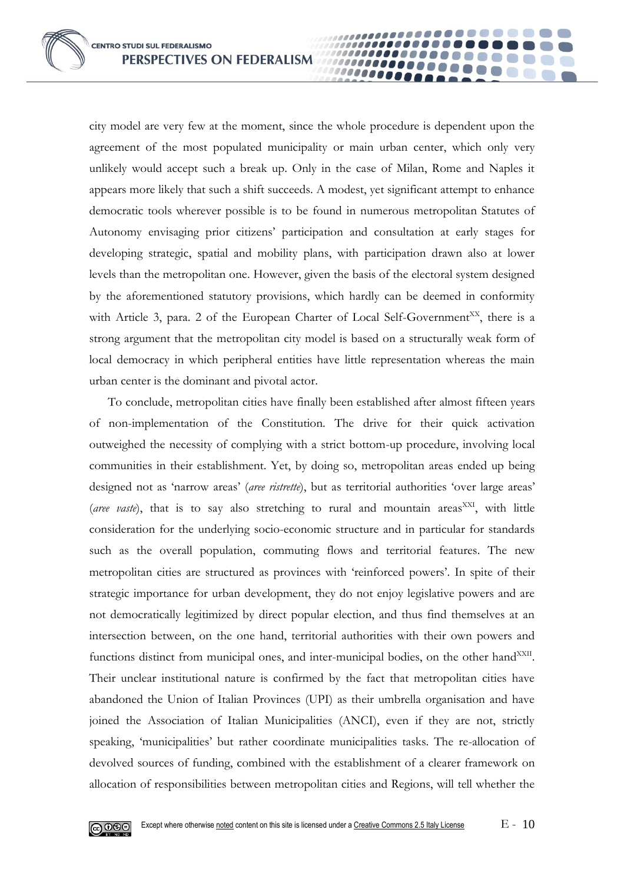city model are very few at the moment, since the whole procedure is dependent upon the agreement of the most populated municipality or main urban center, which only very unlikely would accept such a break up. Only in the case of Milan, Rome and Naples it appears more likely that such a shift succeeds. A modest, yet significant attempt to enhance democratic tools wherever possible is to be found in numerous metropolitan Statutes of Autonomy envisaging prior citizens' participation and consultation at early stages for developing strategic, spatial and mobility plans, with participation drawn also at lower levels than the metropolitan one. However, given the basis of the electoral system designed by the aforementioned statutory provisions, which hardly can be deemed in conformity with Article 3, para. 2 of the European Charter of Local Self-Government[XX], there is a strong argument that the metropolitan city model is based on a structurally weak form of local democracy in which peripheral entities have little representation whereas the main urban center is the dominant and pivotal actor.

To conclude, metropolitan cities have finally been established after almost fifteen years of non-implementation of the Constitution. The drive for their quick activation outweighed the necessity of complying with a strict bottom-up procedure, involving local communities in their establishment. Yet, by doing so, metropolitan areas ended up being designed not as 'narrow areas' (*aree ristrette*), but as territorial authorities 'over large areas' (*aree vaste*), that is to say also stretching to rural and mountain areas[XXI], with little consideration for the underlying socio-economic structure and in particular for standards such as the overall population, commuting flows and territorial features. The new metropolitan cities are structured as provinces with 'reinforced powers'. In spite of their strategic importance for urban development, they do not enjoy legislative powers and are not democratically legitimized by direct popular election, and thus find themselves at an intersection between, on the one hand, territorial authorities with their own powers and functions distinct from municipal ones, and inter-municipal bodies, on the other hand[XXII]. Their unclear institutional nature is confirmed by the fact that metropolitan cities have abandoned the Union of Italian Provinces (UPI) as their umbrella organisation and have joined the Association of Italian Municipalities (ANCI), even if they are not, strictly speaking, 'municipalities' but rather coordinate municipalities tasks. The re-allocation of devolved sources of funding, combined with the establishment of a clearer framework on allocation of responsibilities between metropolitan cities and Regions, will tell whether the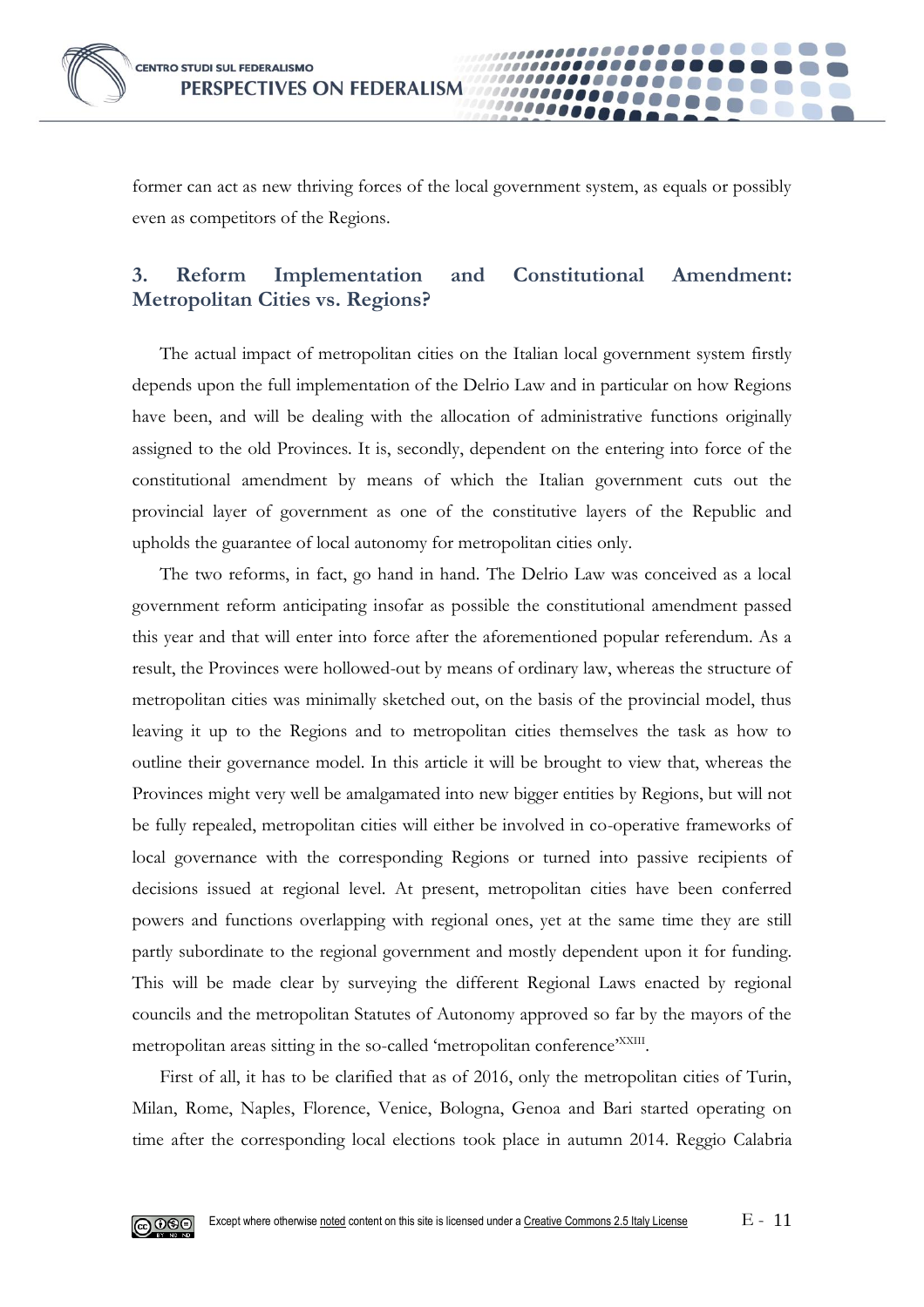former can act as new thriving forces of the local government system, as equals or possibly even as competitors of the Regions.

## 3. Reform Implementation and Constitutional Amendment: Metropolitan Cities vs. Regions?

The actual impact of metropolitan cities on the Italian local government system firstly depends upon the full implementation of the Delrio Law and in particular on how Regions have been, and will be dealing with the allocation of administrative functions originally assigned to the old Provinces. It is, secondly, dependent on the entering into force of the constitutional amendment by means of which the Italian government cuts out the provincial layer of government as one of the constitutive layers of the Republic and upholds the guarantee of local autonomy for metropolitan cities only.

The two reforms, in fact, go hand in hand. The Delrio Law was conceived as a local government reform anticipating insofar as possible the constitutional amendment passed this year and that will enter into force after the aforementioned popular referendum. As a result, the Provinces were hollowed-out by means of ordinary law, whereas the structure of metropolitan cities was minimally sketched out, on the basis of the provincial model, thus leaving it up to the Regions and to metropolitan cities themselves the task as how to outline their governance model. In this article it will be brought to view that, whereas the Provinces might very well be amalgamated into new bigger entities by Regions, but will not be fully repealed, metropolitan cities will either be involved in co-operative frameworks of local governance with the corresponding Regions or turned into passive recipients of decisions issued at regional level. At present, metropolitan cities have been conferred powers and functions overlapping with regional ones, yet at the same time they are still partly subordinate to the regional government and mostly dependent upon it for funding. This will be made clear by surveying the different Regional Laws enacted by regional councils and the metropolitan Statutes of Autonomy approved so far by the mayors of the metropolitan areas sitting in the so-called 'metropolitan conference'[XXIII].

First of all, it has to be clarified that as of 2016, only the metropolitan cities of Turin, Milan, Rome, Naples, Florence, Venice, Bologna, Genoa and Bari started operating on time after the corresponding local elections took place in autumn 2014. Reggio Calabria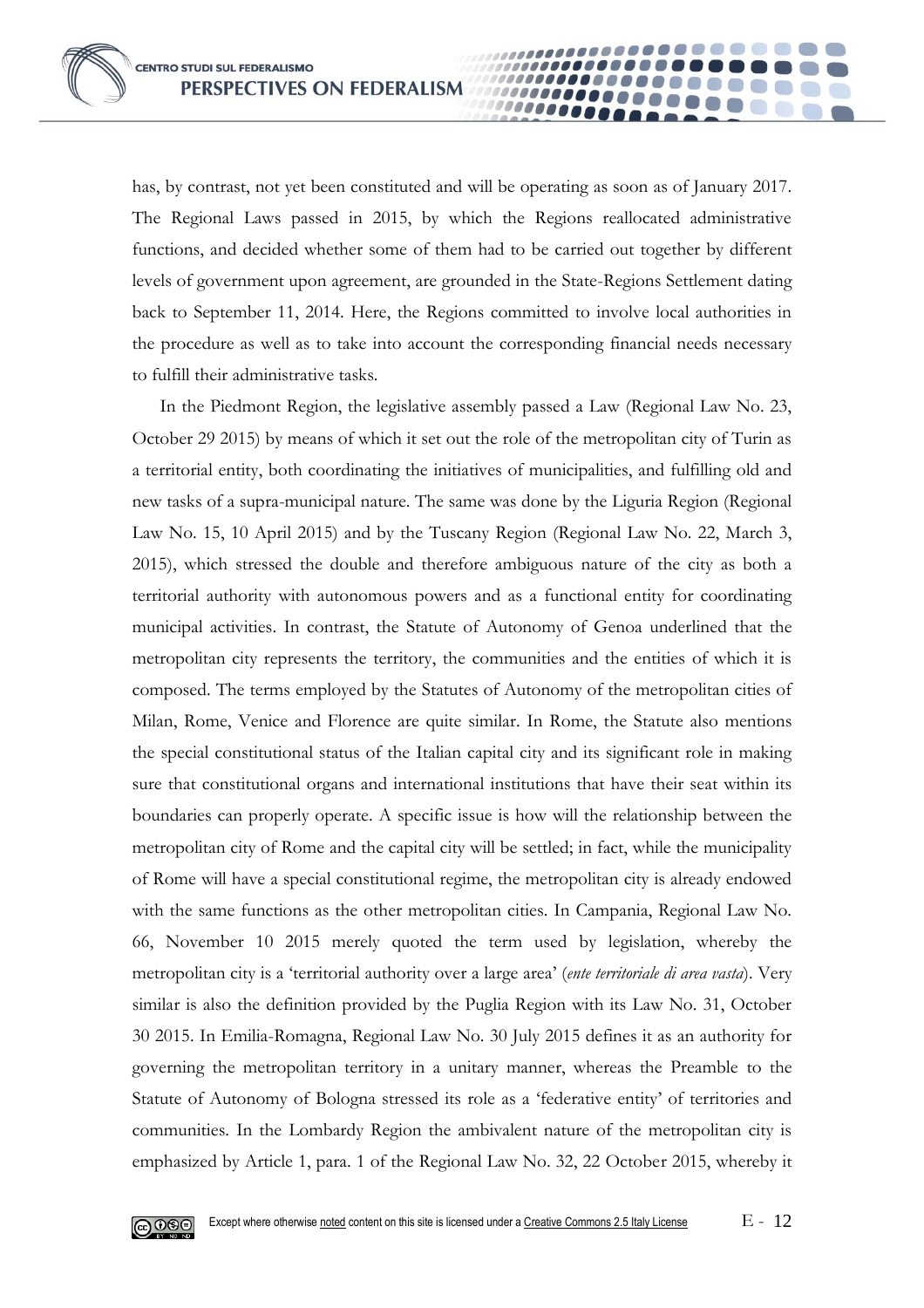has, by contrast, not yet been constituted and will be operating as soon as of January 2017. The Regional Laws passed in 2015, by which the Regions reallocated administrative functions, and decided whether some of them had to be carried out together by different levels of government upon agreement, are grounded in the State-Regions Settlement dating back to September 11, 2014. Here, the Regions committed to involve local authorities in the procedure as well as to take into account the corresponding financial needs necessary to fulfill their administrative tasks.

In the Piedmont Region, the legislative assembly passed a Law (Regional Law No. 23, October 29 2015) by means of which it set out the role of the metropolitan city of Turin as a territorial entity, both coordinating the initiatives of municipalities, and fulfilling old and new tasks of a supra-municipal nature. The same was done by the Liguria Region (Regional Law No. 15, 10 April 2015) and by the Tuscany Region (Regional Law No. 22, March 3, 2015), which stressed the double and therefore ambiguous nature of the city as both a territorial authority with autonomous powers and as a functional entity for coordinating municipal activities. In contrast, the Statute of Autonomy of Genoa underlined that the metropolitan city represents the territory, the communities and the entities of which it is composed. The terms employed by the Statutes of Autonomy of the metropolitan cities of Milan, Rome, Venice and Florence are quite similar. In Rome, the Statute also mentions the special constitutional status of the Italian capital city and its significant role in making sure that constitutional organs and international institutions that have their seat within its boundaries can properly operate. A specific issue is how will the relationship between the metropolitan city of Rome and the capital city will be settled; in fact, while the municipality of Rome will have a special constitutional regime, the metropolitan city is already endowed with the same functions as the other metropolitan cities. In Campania, Regional Law No. 66, November 10 2015 merely quoted the term used by legislation, whereby the metropolitan city is a 'territorial authority over a large area' (*ente territoriale di area vasta*). Very similar is also the definition provided by the Puglia Region with its Law No. 31, October 30 2015. In Emilia-Romagna, Regional Law No. 30 July 2015 defines it as an authority for governing the metropolitan territory in a unitary manner, whereas the Preamble to the Statute of Autonomy of Bologna stressed its role as a 'federative entity' of territories and communities. In the Lombardy Region the ambivalent nature of the metropolitan city is emphasized by Article 1, para. 1 of the Regional Law No. 32, 22 October 2015, whereby it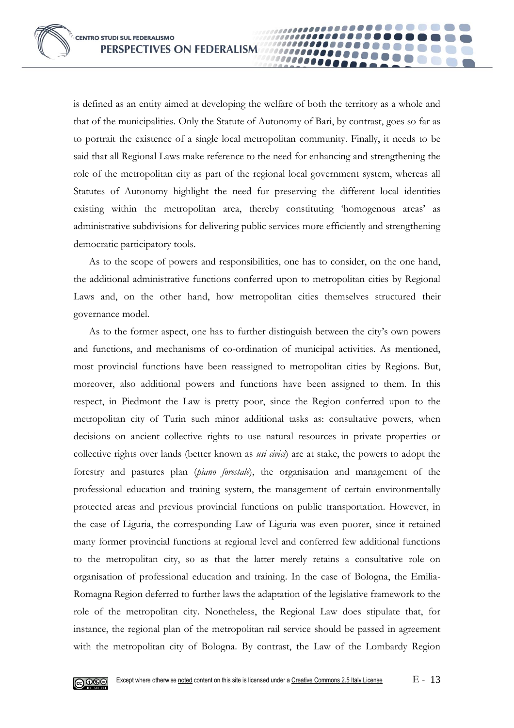is defined as an entity aimed at developing the welfare of both the territory as a whole and that of the municipalities. Only the Statute of Autonomy of Bari, by contrast, goes so far as to portrait the existence of a single local metropolitan community. Finally, it needs to be said that all Regional Laws make reference to the need for enhancing and strengthening the role of the metropolitan city as part of the regional local government system, whereas all Statutes of Autonomy highlight the need for preserving the different local identities existing within the metropolitan area, thereby constituting 'homogenous areas' as administrative subdivisions for delivering public services more efficiently and strengthening democratic participatory tools.

As to the scope of powers and responsibilities, one has to consider, on the one hand, the additional administrative functions conferred upon to metropolitan cities by Regional Laws and, on the other hand, how metropolitan cities themselves structured their governance model.

As to the former aspect, one has to further distinguish between the city's own powers and functions, and mechanisms of co-ordination of municipal activities. As mentioned, most provincial functions have been reassigned to metropolitan cities by Regions. But, moreover, also additional powers and functions have been assigned to them. In this respect, in Piedmont the Law is pretty poor, since the Region conferred upon to the metropolitan city of Turin such minor additional tasks as: consultative powers, when decisions on ancient collective rights to use natural resources in private properties or collective rights over lands (better known as *usi civici*) are at stake, the powers to adopt the forestry and pastures plan (*piano forestale*), the organisation and management of the professional education and training system, the management of certain environmentally protected areas and previous provincial functions on public transportation. However, in the case of Liguria, the corresponding Law of Liguria was even poorer, since it retained many former provincial functions at regional level and conferred few additional functions to the metropolitan city, so as that the latter merely retains a consultative role on organisation of professional education and training. In the case of Bologna, the Emilia-Romagna Region deferred to further laws the adaptation of the legislative framework to the role of the metropolitan city. Nonetheless, the Regional Law does stipulate that, for instance, the regional plan of the metropolitan rail service should be passed in agreement with the metropolitan city of Bologna. By contrast, the Law of the Lombardy Region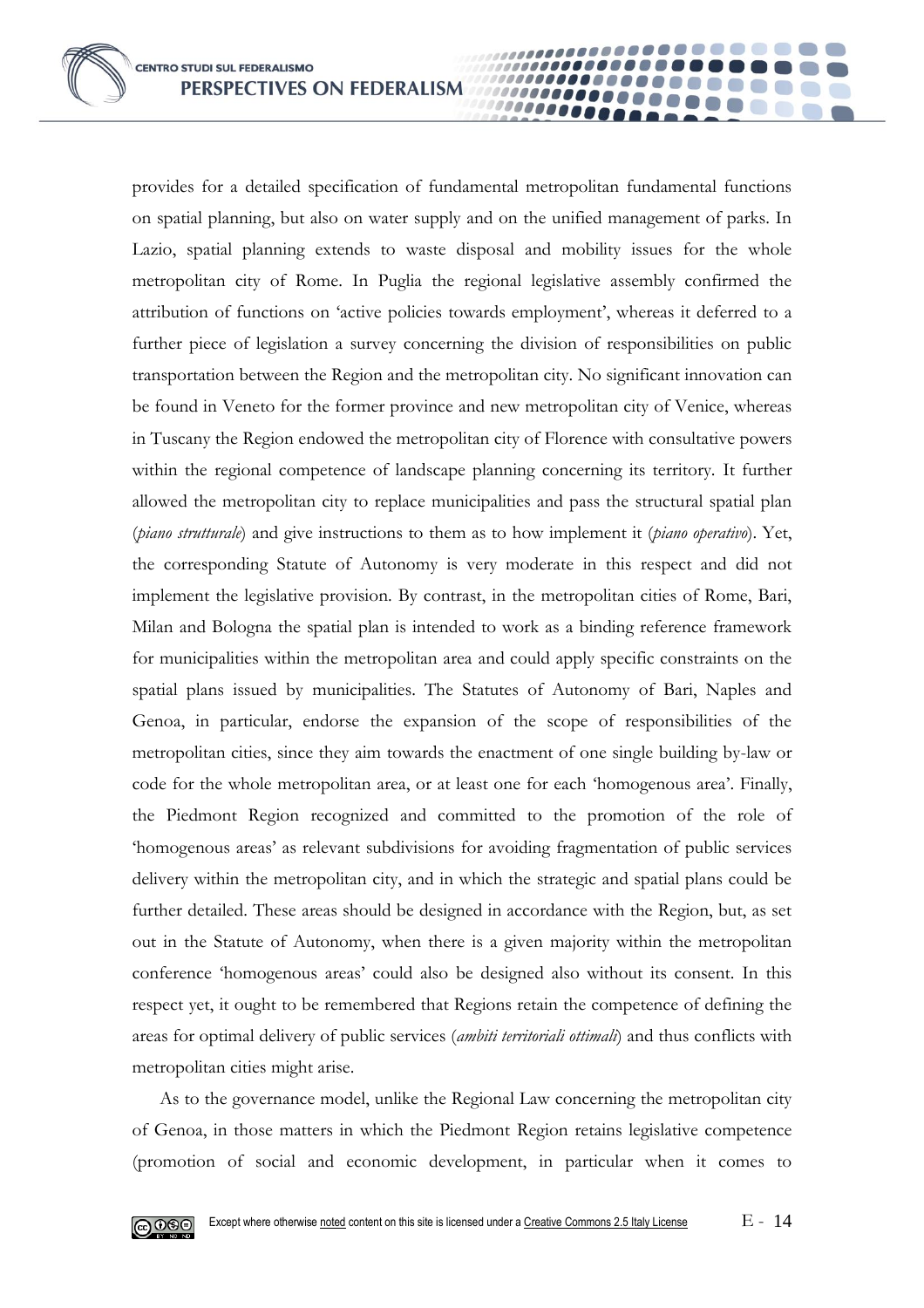provides for a detailed specification of fundamental metropolitan fundamental functions on spatial planning, but also on water supply and on the unified management of parks. In Lazio, spatial planning extends to waste disposal and mobility issues for the whole metropolitan city of Rome. In Puglia the regional legislative assembly confirmed the attribution of functions on 'active policies towards employment', whereas it deferred to a further piece of legislation a survey concerning the division of responsibilities on public transportation between the Region and the metropolitan city. No significant innovation can be found in Veneto for the former province and new metropolitan city of Venice, whereas in Tuscany the Region endowed the metropolitan city of Florence with consultative powers within the regional competence of landscape planning concerning its territory. It further allowed the metropolitan city to replace municipalities and pass the structural spatial plan (*piano strutturale*) and give instructions to them as to how implement it (*piano operativo*). Yet, the corresponding Statute of Autonomy is very moderate in this respect and did not implement the legislative provision. By contrast, in the metropolitan cities of Rome, Bari, Milan and Bologna the spatial plan is intended to work as a binding reference framework for municipalities within the metropolitan area and could apply specific constraints on the spatial plans issued by municipalities. The Statutes of Autonomy of Bari, Naples and Genoa, in particular, endorse the expansion of the scope of responsibilities of the metropolitan cities, since they aim towards the enactment of one single building by-law or code for the whole metropolitan area, or at least one for each 'homogenous area'. Finally, the Piedmont Region recognized and committed to the promotion of the role of 'homogenous areas' as relevant subdivisions for avoiding fragmentation of public services delivery within the metropolitan city, and in which the strategic and spatial plans could be further detailed. These areas should be designed in accordance with the Region, but, as set out in the Statute of Autonomy, when there is a given majority within the metropolitan conference 'homogenous areas' could also be designed also without its consent. In this respect yet, it ought to be remembered that Regions retain the competence of defining the areas for optimal delivery of public services (*ambiti territoriali ottimali*) and thus conflicts with metropolitan cities might arise.

As to the governance model, unlike the Regional Law concerning the metropolitan city of Genoa, in those matters in which the Piedmont Region retains legislative competence (promotion of social and economic development, in particular when it comes to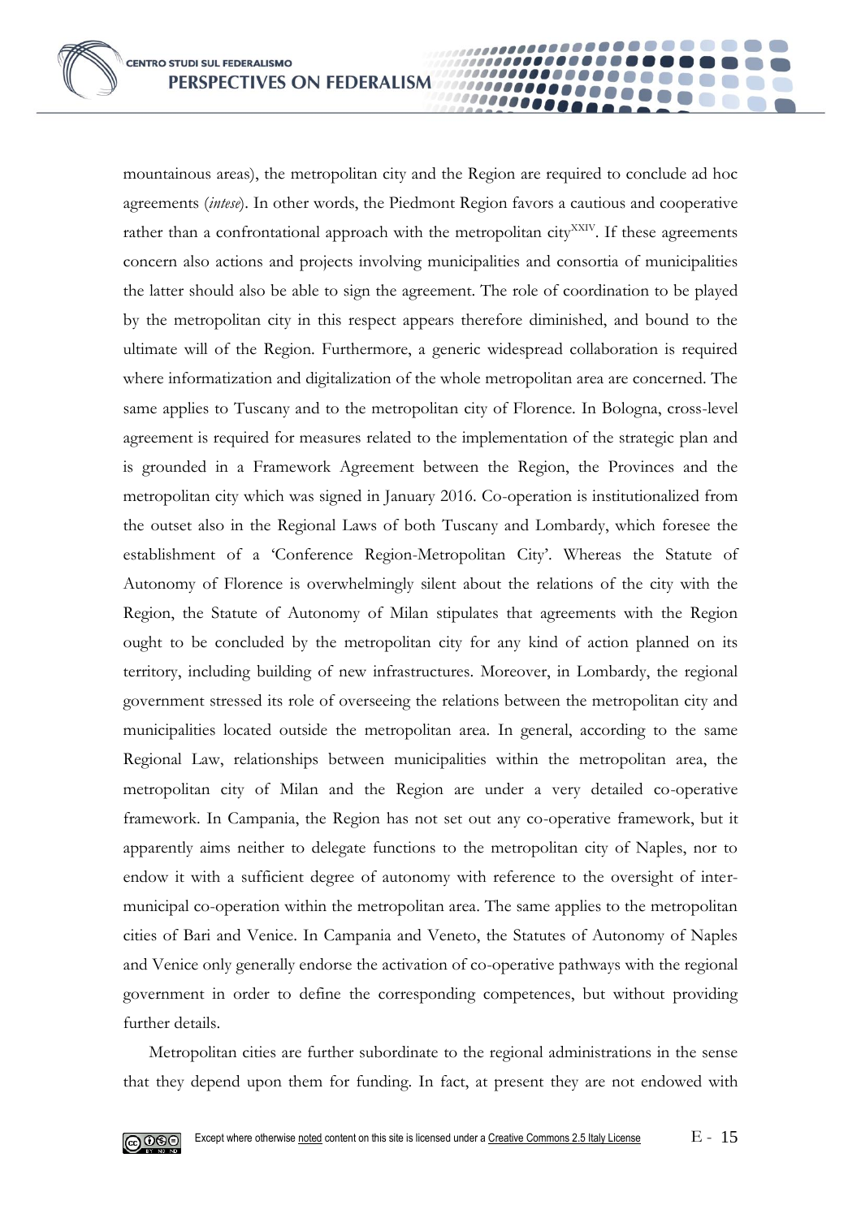mountainous areas), the metropolitan city and the Region are required to conclude ad hoc agreements (*intese*). In other words, the Piedmont Region favors a cautious and cooperative rather than a confrontational approach with the metropolitan city[XXIV]. If these agreements concern also actions and projects involving municipalities and consortia of municipalities the latter should also be able to sign the agreement. The role of coordination to be played by the metropolitan city in this respect appears therefore diminished, and bound to the ultimate will of the Region. Furthermore, a generic widespread collaboration is required where informatization and digitalization of the whole metropolitan area are concerned. The same applies to Tuscany and to the metropolitan city of Florence. In Bologna, cross-level agreement is required for measures related to the implementation of the strategic plan and is grounded in a Framework Agreement between the Region, the Provinces and the metropolitan city which was signed in January 2016. Co-operation is institutionalized from the outset also in the Regional Laws of both Tuscany and Lombardy, which foresee the establishment of a 'Conference Region-Metropolitan City'. Whereas the Statute of Autonomy of Florence is overwhelmingly silent about the relations of the city with the Region, the Statute of Autonomy of Milan stipulates that agreements with the Region ought to be concluded by the metropolitan city for any kind of action planned on its territory, including building of new infrastructures. Moreover, in Lombardy, the regional government stressed its role of overseeing the relations between the metropolitan city and municipalities located outside the metropolitan area. In general, according to the same Regional Law, relationships between municipalities within the metropolitan area, the metropolitan city of Milan and the Region are under a very detailed co-operative framework. In Campania, the Region has not set out any co-operative framework, but it apparently aims neither to delegate functions to the metropolitan city of Naples, nor to endow it with a sufficient degree of autonomy with reference to the oversight of inter-municipal co-operation within the metropolitan area. The same applies to the metropolitan cities of Bari and Venice. In Campania and Veneto, the Statutes of Autonomy of Naples and Venice only generally endorse the activation of co-operative pathways with the regional government in order to define the corresponding competences, but without providing further details.

Metropolitan cities are further subordinate to the regional administrations in the sense that they depend upon them for funding. In fact, at present they are not endowed with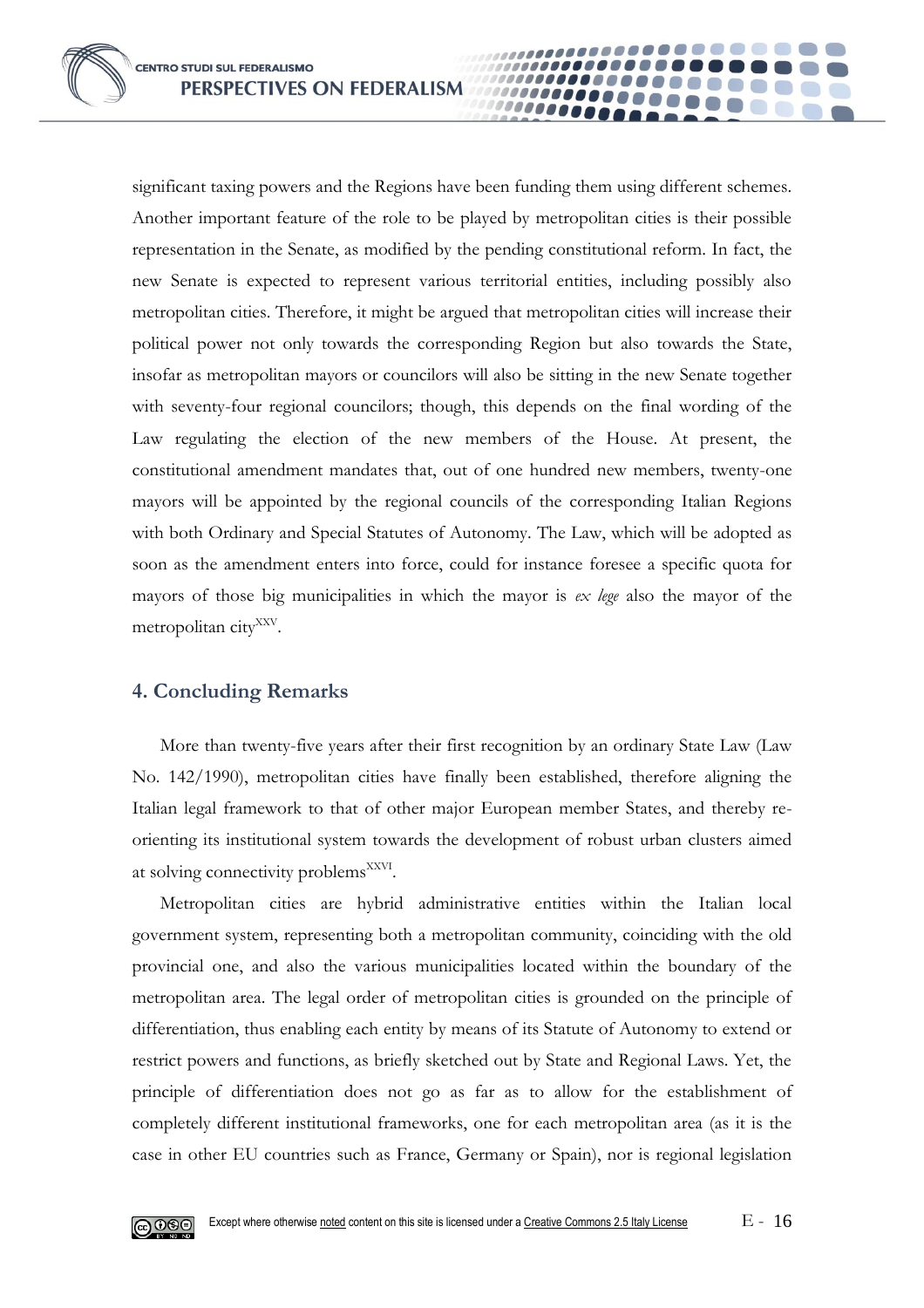significant taxing powers and the Regions have been funding them using different schemes. Another important feature of the role to be played by metropolitan cities is their possible representation in the Senate, as modified by the pending constitutional reform. In fact, the new Senate is expected to represent various territorial entities, including possibly also metropolitan cities. Therefore, it might be argued that metropolitan cities will increase their political power not only towards the corresponding Region but also towards the State, insofar as metropolitan mayors or councilors will also be sitting in the new Senate together with seventy-four regional councilors; though, this depends on the final wording of the Law regulating the election of the new members of the House. At present, the constitutional amendment mandates that, out of one hundred new members, twenty-one mayors will be appointed by the regional councils of the corresponding Italian Regions with both Ordinary and Special Statutes of Autonomy. The Law, which will be adopted as soon as the amendment enters into force, could for instance foresee a specific quota for mayors of those big municipalities in which the mayor is *ex lege* also the mayor of the metropolitan city[XXV].

## 4. Concluding Remarks

More than twenty-five years after their first recognition by an ordinary State Law (Law No. 142/1990), metropolitan cities have finally been established, therefore aligning the Italian legal framework to that of other major European member States, and thereby re-orienting its institutional system towards the development of robust urban clusters aimed at solving connectivity problems[XXVI].

Metropolitan cities are hybrid administrative entities within the Italian local government system, representing both a metropolitan community, coinciding with the old provincial one, and also the various municipalities located within the boundary of the metropolitan area. The legal order of metropolitan cities is grounded on the principle of differentiation, thus enabling each entity by means of its Statute of Autonomy to extend or restrict powers and functions, as briefly sketched out by State and Regional Laws. Yet, the principle of differentiation does not go as far as to allow for the establishment of completely different institutional frameworks, one for each metropolitan area (as it is the case in other EU countries such as France, Germany or Spain), nor is regional legislation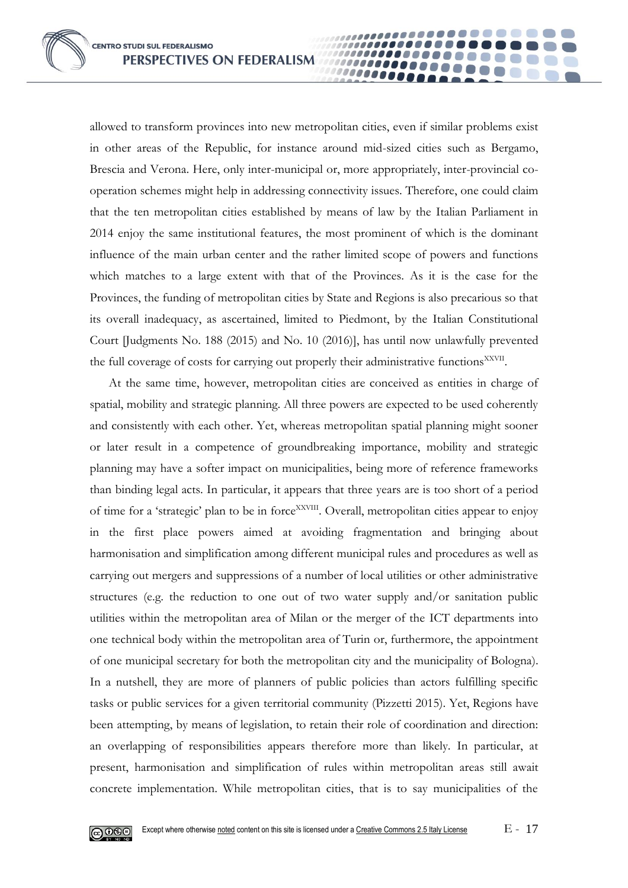allowed to transform provinces into new metropolitan cities, even if similar problems exist in other areas of the Republic, for instance around mid-sized cities such as Bergamo, Brescia and Verona. Here, only inter-municipal or, more appropriately, inter-provincial co-operation schemes might help in addressing connectivity issues. Therefore, one could claim that the ten metropolitan cities established by means of law by the Italian Parliament in 2014 enjoy the same institutional features, the most prominent of which is the dominant influence of the main urban center and the rather limited scope of powers and functions which matches to a large extent with that of the Provinces. As it is the case for the Provinces, the funding of metropolitan cities by State and Regions is also precarious so that its overall inadequacy, as ascertained, limited to Piedmont, by the Italian Constitutional Court [Judgments No. 188 (2015) and No. 10 (2016)], has until now unlawfully prevented the full coverage of costs for carrying out properly their administrative functions[XXVII].

At the same time, however, metropolitan cities are conceived as entities in charge of spatial, mobility and strategic planning. All three powers are expected to be used coherently and consistently with each other. Yet, whereas metropolitan spatial planning might sooner or later result in a competence of groundbreaking importance, mobility and strategic planning may have a softer impact on municipalities, being more of reference frameworks than binding legal acts. In particular, it appears that three years are is too short of a period of time for a 'strategic' plan to be in force[XXVIII]. Overall, metropolitan cities appear to enjoy in the first place powers aimed at avoiding fragmentation and bringing about harmonisation and simplification among different municipal rules and procedures as well as carrying out mergers and suppressions of a number of local utilities or other administrative structures (e.g. the reduction to one out of two water supply and/or sanitation public utilities within the metropolitan area of Milan or the merger of the ICT departments into one technical body within the metropolitan area of Turin or, furthermore, the appointment of one municipal secretary for both the metropolitan city and the municipality of Bologna). In a nutshell, they are more of planners of public policies than actors fulfilling specific tasks or public services for a given territorial community (Pizzetti 2015). Yet, Regions have been attempting, by means of legislation, to retain their role of coordination and direction: an overlapping of responsibilities appears therefore more than likely. In particular, at present, harmonisation and simplification of rules within metropolitan areas still await concrete implementation. While metropolitan cities, that is to say municipalities of the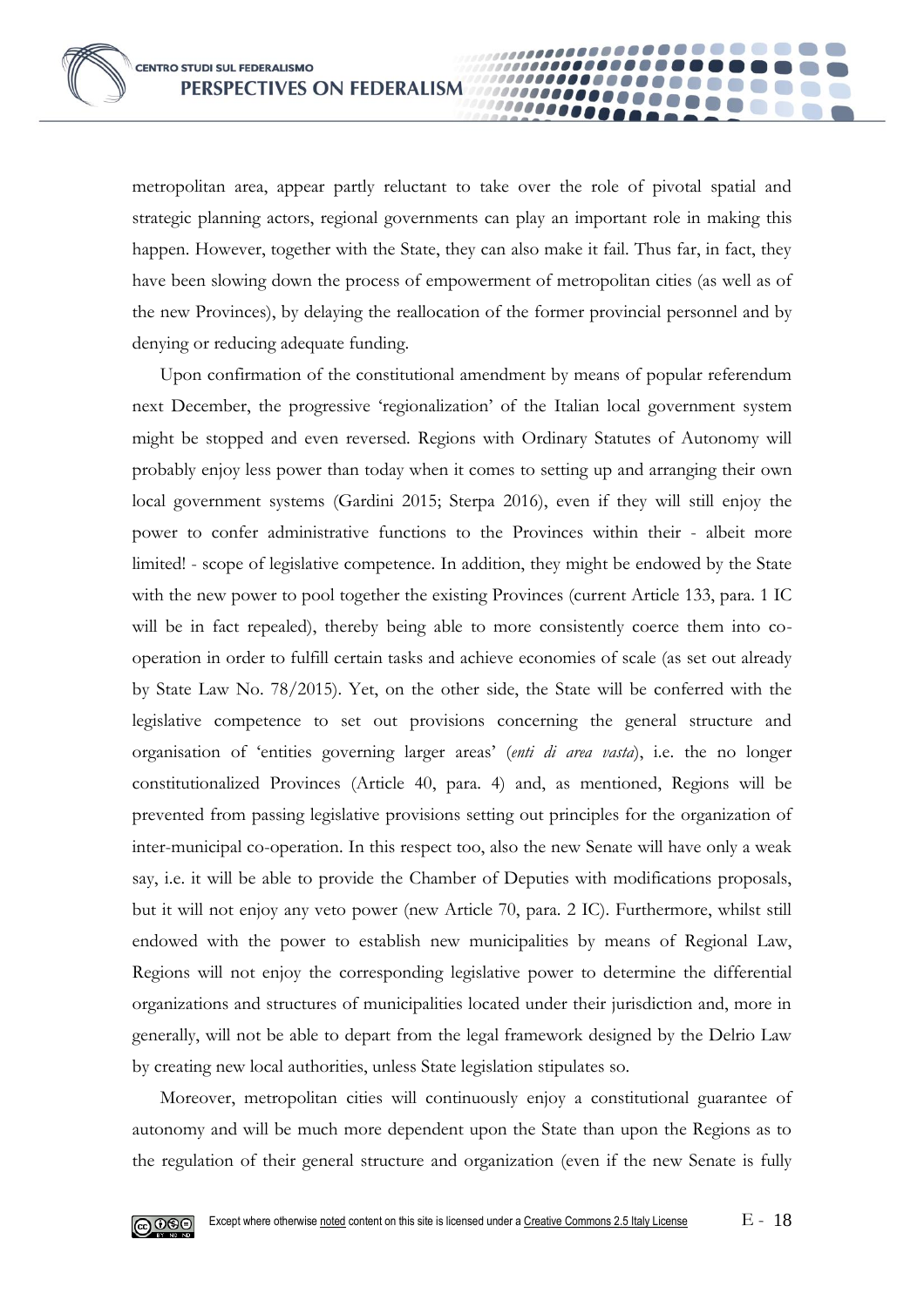metropolitan area, appear partly reluctant to take over the role of pivotal spatial and strategic planning actors, regional governments can play an important role in making this happen. However, together with the State, they can also make it fail. Thus far, in fact, they have been slowing down the process of empowerment of metropolitan cities (as well as of the new Provinces), by delaying the reallocation of the former provincial personnel and by denying or reducing adequate funding.

Upon confirmation of the constitutional amendment by means of popular referendum next December, the progressive 'regionalization' of the Italian local government system might be stopped and even reversed. Regions with Ordinary Statutes of Autonomy will probably enjoy less power than today when it comes to setting up and arranging their own local government systems (Gardini 2015; Sterpa 2016), even if they will still enjoy the power to confer administrative functions to the Provinces within their - albeit more limited! - scope of legislative competence. In addition, they might be endowed by the State with the new power to pool together the existing Provinces (current Article 133, para. 1 IC will be in fact repealed), thereby being able to more consistently coerce them into co-operation in order to fulfill certain tasks and achieve economies of scale (as set out already by State Law No. 78/2015). Yet, on the other side, the State will be conferred with the legislative competence to set out provisions concerning the general structure and organisation of 'entities governing larger areas' (*enti di area vasta*), i.e. the no longer constitutionalized Provinces (Article 40, para. 4) and, as mentioned, Regions will be prevented from passing legislative provisions setting out principles for the organization of inter-municipal co-operation. In this respect too, also the new Senate will have only a weak say, i.e. it will be able to provide the Chamber of Deputies with modifications proposals, but it will not enjoy any veto power (new Article 70, para. 2 IC). Furthermore, whilst still endowed with the power to establish new municipalities by means of Regional Law, Regions will not enjoy the corresponding legislative power to determine the differential organizations and structures of municipalities located under their jurisdiction and, more in generally, will not be able to depart from the legal framework designed by the Delrio Law by creating new local authorities, unless State legislation stipulates so.

Moreover, metropolitan cities will continuously enjoy a constitutional guarantee of autonomy and will be much more dependent upon the State than upon the Regions as to the regulation of their general structure and organization (even if the new Senate is fully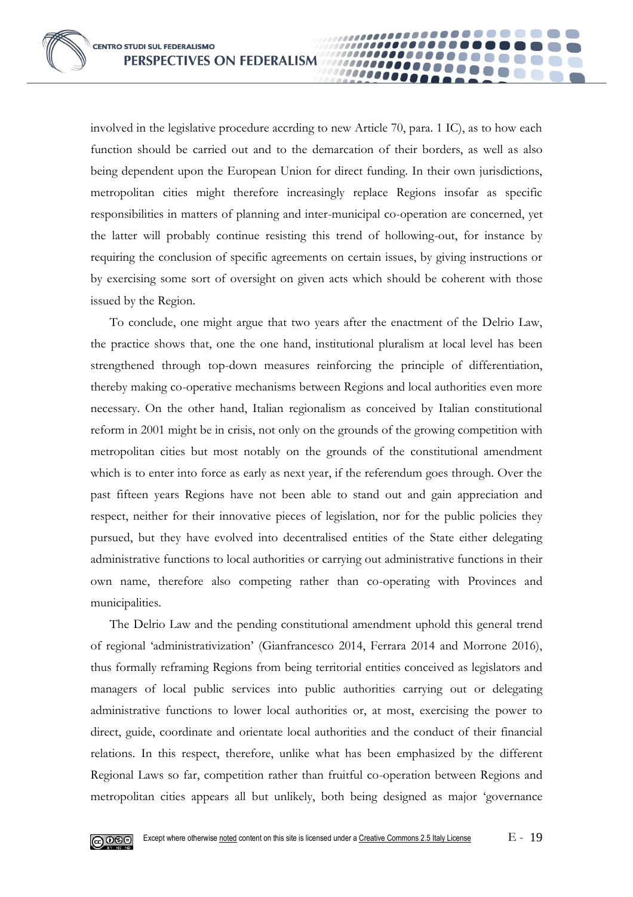involved in the legislative procedure accrding to new Article 70, para. 1 IC), as to how each function should be carried out and to the demarcation of their borders, as well as also being dependent upon the European Union for direct funding. In their own jurisdictions, metropolitan cities might therefore increasingly replace Regions insofar as specific responsibilities in matters of planning and inter-municipal co-operation are concerned, yet the latter will probably continue resisting this trend of hollowing-out, for instance by requiring the conclusion of specific agreements on certain issues, by giving instructions or by exercising some sort of oversight on given acts which should be coherent with those issued by the Region.

To conclude, one might argue that two years after the enactment of the Delrio Law, the practice shows that, one the one hand, institutional pluralism at local level has been strengthened through top-down measures reinforcing the principle of differentiation, thereby making co-operative mechanisms between Regions and local authorities even more necessary. On the other hand, Italian regionalism as conceived by Italian constitutional reform in 2001 might be in crisis, not only on the grounds of the growing competition with metropolitan cities but most notably on the grounds of the constitutional amendment which is to enter into force as early as next year, if the referendum goes through. Over the past fifteen years Regions have not been able to stand out and gain appreciation and respect, neither for their innovative pieces of legislation, nor for the public policies they pursued, but they have evolved into decentralised entities of the State either delegating administrative functions to local authorities or carrying out administrative functions in their own name, therefore also competing rather than co-operating with Provinces and municipalities.

The Delrio Law and the pending constitutional amendment uphold this general trend of regional 'administrativization' (Gianfrancesco 2014, Ferrara 2014 and Morrone 2016), thus formally reframing Regions from being territorial entities conceived as legislators and managers of local public services into public authorities carrying out or delegating administrative functions to lower local authorities or, at most, exercising the power to direct, guide, coordinate and orientate local authorities and the conduct of their financial relations. In this respect, therefore, unlike what has been emphasized by the different Regional Laws so far, competition rather than fruitful co-operation between Regions and metropolitan cities appears all but unlikely, both being designed as major 'governance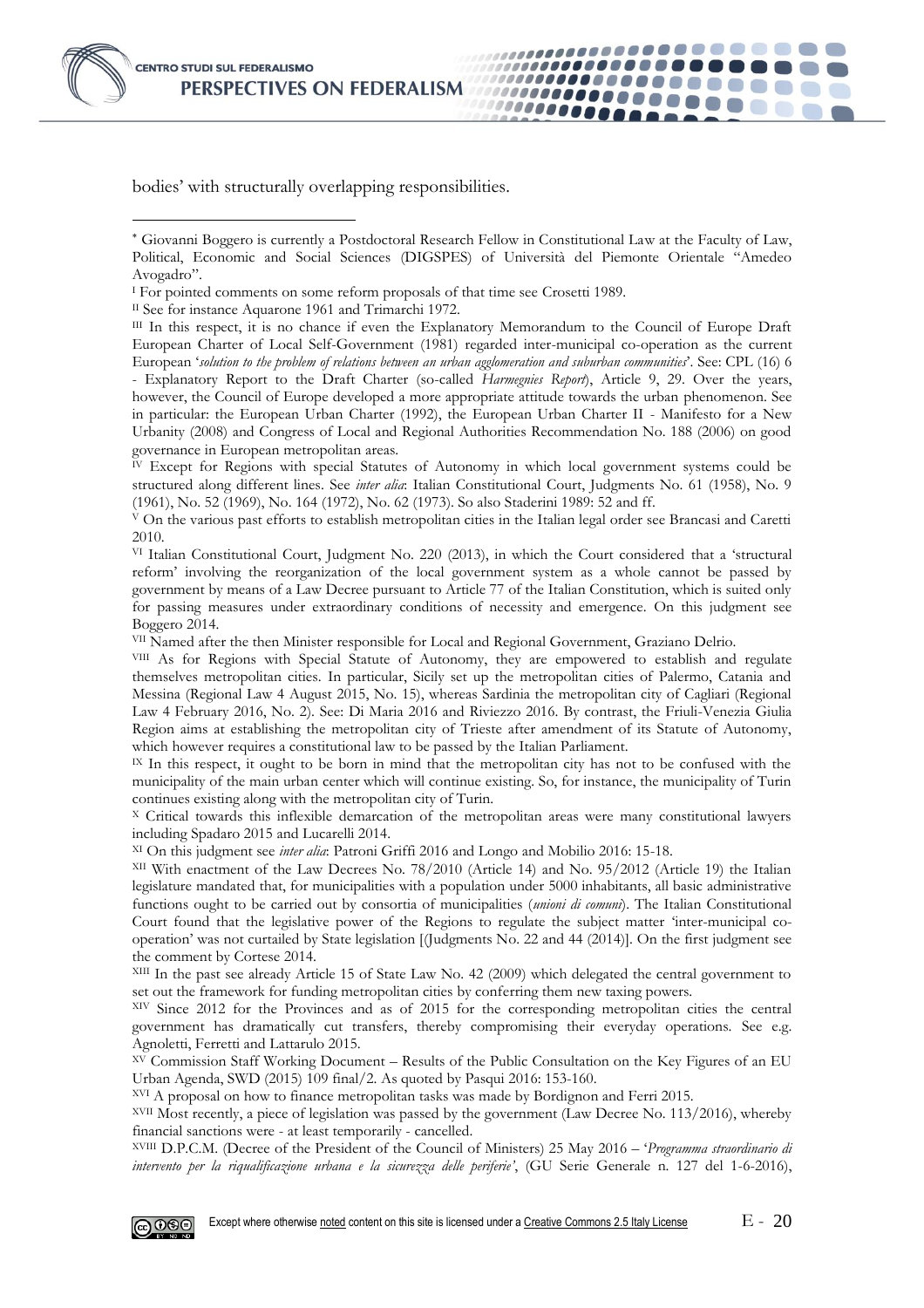bodies' with structurally overlapping responsibilities.

---

* Giovanni Boggero is currently a Postdoctoral Research Fellow in Constitutional Law at the Faculty of Law, Political, Economic and Social Sciences (DIGSPES) of Università del Piemonte Orientale "Amedeo Avogadro".

[I] For pointed comments on some reform proposals of that time see Crosetti 1989.

[II] See for instance Aquarone 1961 and Trimarchi 1972.

[III] In this respect, it is no chance if even the Explanatory Memorandum to the Council of Europe Draft European Charter of Local Self-Government (1981) regarded inter-municipal co-operation as the current European '*solution to the problem of relations between an urban agglomeration and suburban communities*'. See: CPL (16) 6 - Explanatory Report to the Draft Charter (so-called *Harmegnies Report*), Article 9, 29. Over the years, however, the Council of Europe developed a more appropriate attitude towards the urban phenomenon. See in particular: the European Urban Charter (1992), the European Urban Charter II - Manifesto for a New Urbanity (2008) and Congress of Local and Regional Authorities Recommendation No. 188 (2006) on good governance in European metropolitan areas.

[IV] Except for Regions with special Statutes of Autonomy in which local government systems could be structured along different lines. See *inter alia*: Italian Constitutional Court, Judgments No. 61 (1958), No. 9 (1961), No. 52 (1969), No. 164 (1972), No. 62 (1973). So also Staderini 1989: 52 and ff.

[V] On the various past efforts to establish metropolitan cities in the Italian legal order see Brancasi and Caretti 2010.

[VI] Italian Constitutional Court, Judgment No. 220 (2013), in which the Court considered that a 'structural reform' involving the reorganization of the local government system as a whole cannot be passed by government by means of a Law Decree pursuant to Article 77 of the Italian Constitution, which is suited only for passing measures under extraordinary conditions of necessity and emergence. On this judgment see Boggero 2014.

[VII] Named after the then Minister responsible for Local and Regional Government, Graziano Delrio.

[VIII] As for Regions with Special Statute of Autonomy, they are empowered to establish and regulate themselves metropolitan cities. In particular, Sicily set up the metropolitan cities of Palermo, Catania and Messina (Regional Law 4 August 2015, No. 15), whereas Sardinia the metropolitan city of Cagliari (Regional Law 4 February 2016, No. 2). See: Di Maria 2016 and Riviezzo 2016. By contrast, the Friuli-Venezia Giulia Region aims at establishing the metropolitan city of Trieste after amendment of its Statute of Autonomy, which however requires a constitutional law to be passed by the Italian Parliament.

[IX] In this respect, it ought to be born in mind that the metropolitan city has not to be confused with the municipality of the main urban center which will continue existing. So, for instance, the municipality of Turin continues existing along with the metropolitan city of Turin.

[X] Critical towards this inflexible demarcation of the metropolitan areas were many constitutional lawyers including Spadaro 2015 and Lucarelli 2014.

[XI] On this judgment see *inter alia*: Patroni Griffi 2016 and Longo and Mobilio 2016: 15-18.

[XII] With enactment of the Law Decrees No. 78/2010 (Article 14) and No. 95/2012 (Article 19) the Italian legislature mandated that, for municipalities with a population under 5000 inhabitants, all basic administrative functions ought to be carried out by consortia of municipalities (*unioni di comuni*). The Italian Constitutional Court found that the legislative power of the Regions to regulate the subject matter 'inter-municipal co-operation' was not curtailed by State legislation [(Judgments No. 22 and 44 (2014)]. On the first judgment see the comment by Cortese 2014.

[XIII] In the past see already Article 15 of State Law No. 42 (2009) which delegated the central government to set out the framework for funding metropolitan cities by conferring them new taxing powers.

[XIV] Since 2012 for the Provinces and as of 2015 for the corresponding metropolitan cities the central government has dramatically cut transfers, thereby compromising their everyday operations. See e.g. Agnoletti, Ferretti and Lattarulo 2015.

[XV] Commission Staff Working Document – Results of the Public Consultation on the Key Figures of an EU Urban Agenda, SWD (2015) 109 final/2. As quoted by Pasqui 2016: 153-160.

[XVI] A proposal on how to finance metropolitan tasks was made by Bordignon and Ferri 2015.

[XVII] Most recently, a piece of legislation was passed by the government (Law Decree No. 113/2016), whereby financial sanctions were - at least temporarily - cancelled.

[XVIII] D.P.C.M. (Decree of the President of the Council of Ministers) 25 May 2016 – '*Programma straordinario di intervento per la riqualificazione urbana e la sicurezza delle periferie*', (GU Serie Generale n. 127 del 1-6-2016),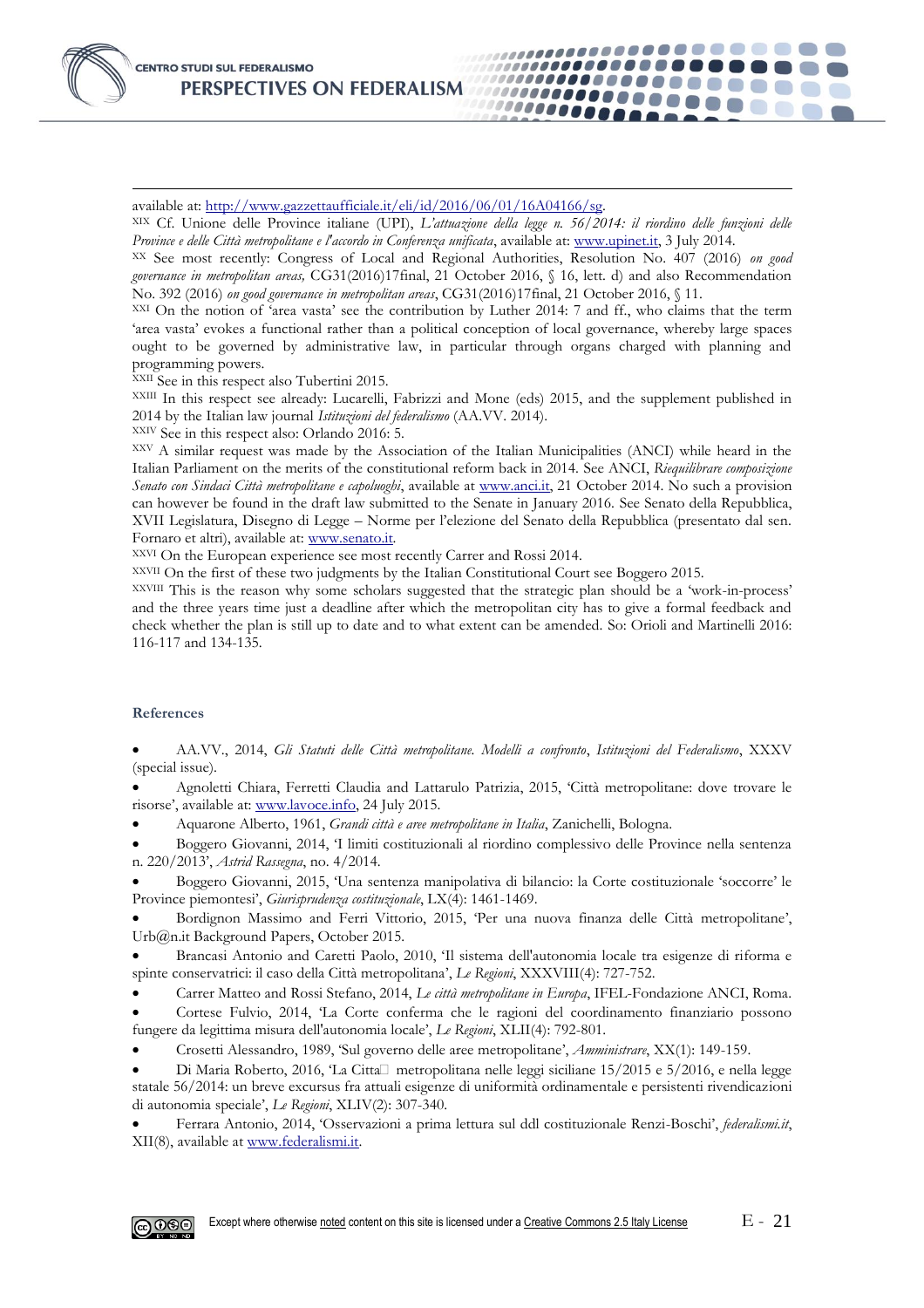available at: http://www.gazzettaufficiale.it/eli/id/2016/06/01/16A04166/sg.

[XIX] Cf. Unione delle Province italiane (UPI), *L'attuazione della legge n. 56/2014: il riordino delle funzioni delle Province e delle Città metropolitane e l'accordo in Conferenza unificata*, available at: www.upinet.it, 3 July 2014.

[XX] See most recently: Congress of Local and Regional Authorities, Resolution No. 407 (2016) *on good governance in metropolitan areas,* CG31(2016)17final, 21 October 2016, § 16, lett. d) and also Recommendation No. 392 (2016) *on good governance in metropolitan areas*, CG31(2016)17final, 21 October 2016, § 11.

[XXI] On the notion of 'area vasta' see the contribution by Luther 2014: 7 and ff., who claims that the term 'area vasta' evokes a functional rather than a political conception of local governance, whereby large spaces ought to be governed by administrative law, in particular through organs charged with planning and programming powers.

[XXII] See in this respect also Tubertini 2015.

[XXIII] In this respect see already: Lucarelli, Fabrizzi and Mone (eds) 2015, and the supplement published in 2014 by the Italian law journal *Istituzioni del federalismo* (AA.VV. 2014).

[XXIV] See in this respect also: Orlando 2016: 5.

[XXV] A similar request was made by the Association of the Italian Municipalities (ANCI) while heard in the Italian Parliament on the merits of the constitutional reform back in 2014. See ANCI, *Riequilibrare composizione Senato con Sindaci Città metropolitane e capoluoghi*, available at www.anci.it, 21 October 2014. No such a provision can however be found in the draft law submitted to the Senate in January 2016. See Senato della Repubblica, XVII Legislatura, Disegno di Legge – Norme per l'elezione del Senato della Repubblica (presentato dal sen. Fornaro et altri), available at: www.senato.it.

[XXVI] On the European experience see most recently Carrer and Rossi 2014.

[XXVII] On the first of these two judgments by the Italian Constitutional Court see Boggero 2015.

[XXVIII] This is the reason why some scholars suggested that the strategic plan should be a 'work-in-process' and the three years time just a deadline after which the metropolitan city has to give a formal feedback and check whether the plan is still up to date and to what extent can be amended. So: Orioli and Martinelli 2016: 116-117 and 134-135.

## References

- AA.VV., 2014, *Gli Statuti delle Città metropolitane. Modelli a confronto*, *Istituzioni del Federalismo*, XXXV (special issue).
- Agnoletti Chiara, Ferretti Claudia and Lattarulo Patrizia, 2015, 'Città metropolitane: dove trovare le risorse', available at: www.lavoce.info, 24 July 2015.
- Aquarone Alberto, 1961, *Grandi città e aree metropolitane in Italia*, Zanichelli, Bologna.
- Boggero Giovanni, 2014, 'I limiti costituzionali al riordino complessivo delle Province nella sentenza n. 220/2013', *Astrid Rassegna*, no. 4/2014.
- Boggero Giovanni, 2015, 'Una sentenza manipolativa di bilancio: la Corte costituzionale 'soccorre' le Province piemontesi', *Giurisprudenza costituzionale*, LX(4): 1461-1469.
- Bordignon Massimo and Ferri Vittorio, 2015, 'Per una nuova finanza delle Città metropolitane', Urb@n.it Background Papers, October 2015.
- Brancasi Antonio and Caretti Paolo, 2010, 'Il sistema dell'autonomia locale tra esigenze di riforma e spinte conservatrici: il caso della Città metropolitana', *Le Regioni*, XXXVIII(4): 727-752.
- Carrer Matteo and Rossi Stefano, 2014, *Le città metropolitane in Europa*, IFEL-Fondazione ANCI, Roma.
- Cortese Fulvio, 2014, 'La Corte conferma che le ragioni del coordinamento finanziario possono fungere da legittima misura dell'autonomia locale', *Le Regioni*, XLII(4): 792-801.
- Crosetti Alessandro, 1989, 'Sul governo delle aree metropolitane', *Amministrare*, XX(1): 149-159.
- Di Maria Roberto, 2016, 'La Città metropolitana nelle leggi siciliane 15/2015 e 5/2016, e nella legge statale 56/2014: un breve excursus fra attuali esigenze di uniformità ordinamentale e persistenti rivendicazioni di autonomia speciale', *Le Regioni*, XLIV(2): 307-340.
- Ferrara Antonio, 2014, 'Osservazioni a prima lettura sul ddl costituzionale Renzi-Boschi', *federalismi.it*, XII(8), available at www.federalismi.it.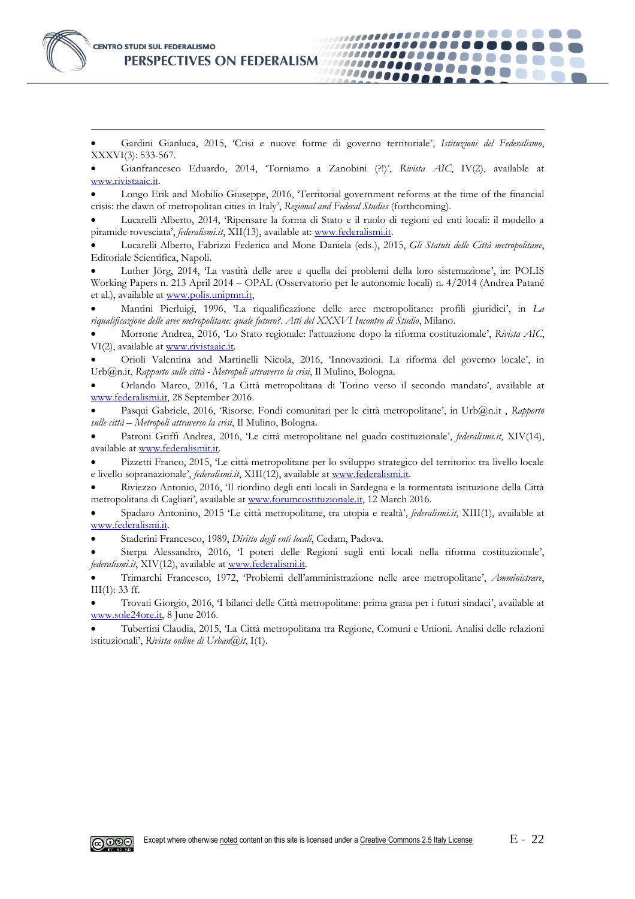- Gardini Gianluca, 2015, 'Crisi e nuove forme di governo territoriale', *Istituzioni del Federalismo*, XXXVI(3): 533-567.
- Gianfrancesco Eduardo, 2014, 'Torniamo a Zanobini (?!)', *Rivista AIC*, IV(2), available at www.rivistaaic.it.
- Longo Erik and Mobilio Giuseppe, 2016, 'Territorial government reforms at the time of the financial crisis: the dawn of metropolitan cities in Italy', *Regional and Federal Studies* (forthcoming).
- Lucarelli Alberto, 2014, 'Ripensare la forma di Stato e il ruolo di regioni ed enti locali: il modello a piramide rovesciata', *federalismi.it*, XII(13), available at: www.federalismi.it.
- Lucarelli Alberto, Fabrizzi Federica and Mone Daniela (eds.), 2015, *Gli Statuti delle Città metropolitane*, Editoriale Scientifica, Napoli.
- Luther Jörg, 2014, 'La vastità delle aree e quella dei problemi della loro sistemazione', in: POLIS Working Papers n. 213 April 2014 – OPAL (Osservatorio per le autonomie locali) n. 4/2014 (Andrea Patané et al.), available at www.polis.unipmn.it,
- Mantini Pierluigi, 1996, 'La riqualificazione delle aree metropolitane: profili giuridici', in *La riqualificazione delle aree metropolitane: quale futuro?. Atti del XXXVI Incontro di Studio*, Milano.
- Morrone Andrea, 2016, 'Lo Stato regionale: l'attuazione dopo la riforma costituzionale', *Rivista AIC*, VI(2), available at www.rivistaaic.it.
- Orioli Valentina and Martinelli Nicola, 2016, 'Innovazioni. La riforma del governo locale', in Urb@n.it, *Rapporto sulle città - Metropoli attraverso la crisi*, Il Mulino, Bologna.
- Orlando Marco, 2016, 'La Città metropolitana di Torino verso il secondo mandato', available at www.federalismi.it, 28 September 2016.
- Pasqui Gabriele, 2016, 'Risorse. Fondi comunitari per le città metropolitane', in Urb@n.it , *Rapporto sulle città – Metropoli attraverso la crisi*, Il Mulino, Bologna.
- Patroni Griffi Andrea, 2016, 'Le città metropolitane nel guado costituzionale', *federalismi.it*, XIV(14), available at www.federalismit.it.
- Pizzetti Franco, 2015, 'Le città metropolitane per lo sviluppo strategico del territorio: tra livello locale e livello sopranazionale', *federalismi.it*, XIII(12), available at www.federalismi.it.
- Riviezzo Antonio, 2016, 'Il riordino degli enti locali in Sardegna e la tormentata istituzione della Città metropolitana di Cagliari', available at www.forumcostituzionale.it, 12 March 2016.
- Spadaro Antonino, 2015 'Le città metropolitane, tra utopia e realtà', *federalismi.it*, XIII(1), available at www.federalismi.it.
- Staderini Francesco, 1989, *Diritto degli enti locali*, Cedam, Padova.
- Sterpa Alessandro, 2016, 'I poteri delle Regioni sugli enti locali nella riforma costituzionale', *federalismi.it*, XIV(12), available at www.federalismi.it.
- Trimarchi Francesco, 1972, 'Problemi dell'amministrazione nelle aree metropolitane', *Amministrare*, III(1): 33 ff.
- Trovati Giorgio, 2016, 'I bilanci delle Città metropolitane: prima grana per i futuri sindaci', available at www.sole24ore.it, 8 June 2016.
- Tubertini Claudia, 2015, 'La Città metropolitana tra Regione, Comuni e Unioni. Analisi delle relazioni istituzionali', *Rivista online di Urban@it*, I(1).